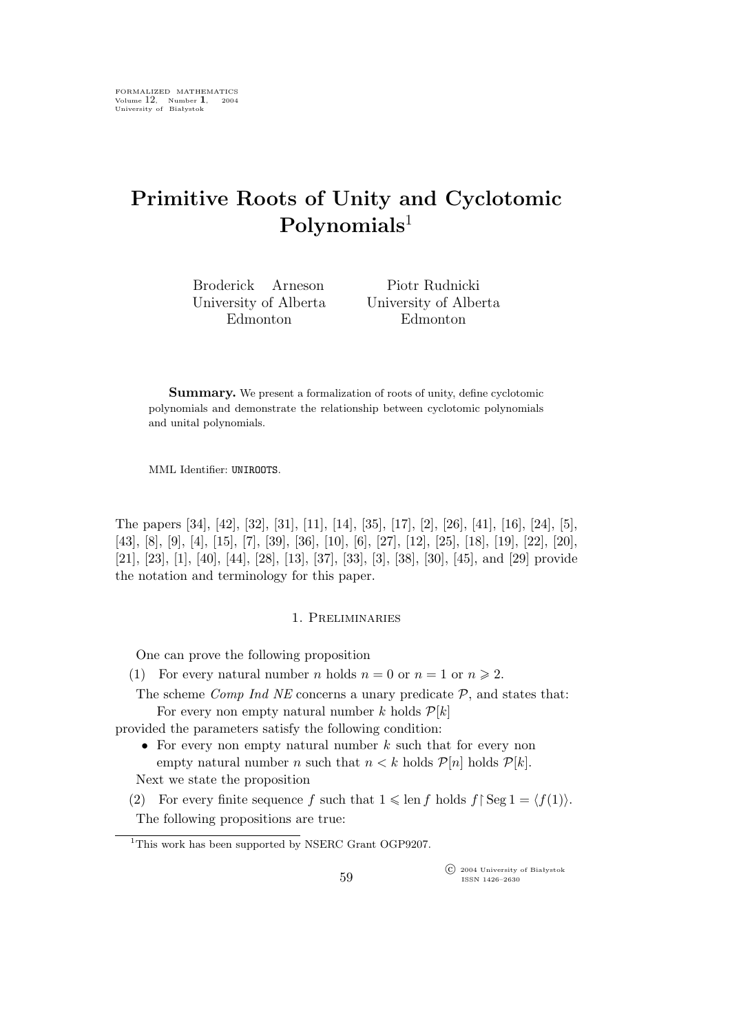# Primitive Roots of Unity and Cyclotomic Polynomials[1]

Broderick Arneson
University of Alberta
Edmonton

Piotr Rudnicki
University of Alberta
Edmonton

**Summary.** We present a formalization of roots of unity, define cyclotomic polynomials and demonstrate the relationship between cyclotomic polynomials and unital polynomials.

MML Identifier: UNIROOTS.

The papers [34], [42], [32], [31], [11], [14], [35], [17], [2], [26], [41], [16], [24], [5], [43], [8], [9], [4], [15], [7], [39], [36], [10], [6], [27], [12], [25], [18], [19], [22], [20], [21], [23], [1], [40], [44], [28], [13], [37], [33], [3], [38], [30], [45], and [29] provide the notation and terminology for this paper.

## 1. Preliminaries

One can prove the following proposition

(1) For every natural number $n$ holds $n = 0$ or $n = 1$ or $n \geqslant 2$.

The scheme *Comp Ind NE* concerns a unary predicate $\mathcal{P}$, and states that:

For every non empty natural number $k$ holds $\mathcal{P}[k]$

provided the parameters satisfy the following condition:

- For every non empty natural number $k$ such that for every non empty natural number $n$ such that $n < k$ holds $\mathcal{P}[n]$ holds $\mathcal{P}[k]$.

Next we state the proposition

(2) For every finite sequence $f$ such that $1 \leqslant \operatorname{len} f$ holds $f \restriction \operatorname{Seg} 1 = \langle f(1) \rangle$.

The following propositions are true:

[1] This work has been supported by NSERC Grant OGP9207.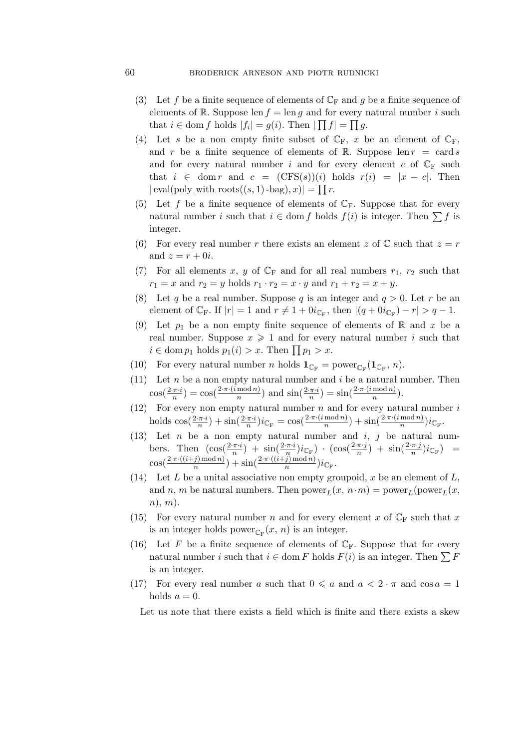(3) Let $f$ be a finite sequence of elements of $\mathbb{C}_{\rm F}$ and $g$ be a finite sequence of elements of $\mathbb{R}$. Suppose $\operatorname{len} f = \operatorname{len} g$ and for every natural number $i$ such that $i \in \operatorname{dom} f$ holds $|f_i| = g(i)$. Then $|\prod f| = \prod g$.

(4) Let $s$ be a non empty finite subset of $\mathbb{C}_{\rm F}$, $x$ be an element of $\mathbb{C}_{\rm F}$, and $r$ be a finite sequence of elements of $\mathbb{R}$. Suppose $\operatorname{len} r = \operatorname{card} s$ and for every natural number $i$ and for every element $c$ of $\mathbb{C}_{\rm F}$ such that $i \in \operatorname{dom} r$ and $c = (\operatorname{CFS}(s))(i)$ holds $r(i) = |x - c|$. Then $|\operatorname{eval}(\text{poly\_with\_roots}((s, 1)\text{-bag}), x)| = \prod r$.

(5) Let $f$ be a finite sequence of elements of $\mathbb{C}_{\rm F}$. Suppose that for every natural number $i$ such that $i \in \operatorname{dom} f$ holds $f(i)$ is integer. Then $\sum f$ is integer.

(6) For every real number $r$ there exists an element $z$ of $\mathbb{C}$ such that $z = r$ and $z = r + 0i$.

(7) For all elements $x$, $y$ of $\mathbb{C}_{\rm F}$ and for all real numbers $r_1$, $r_2$ such that $r_1 = x$ and $r_2 = y$ holds $r_1 \cdot r_2 = x \cdot y$ and $r_1 + r_2 = x + y$.

(8) Let $q$ be a real number. Suppose $q$ is an integer and $q > 0$. Let $r$ be an element of $\mathbb{C}_{\rm F}$. If $|r| = 1$ and $r \neq 1 + 0i_{\mathbb{C}_{\rm F}}$, then $|(q + 0i_{\mathbb{C}_{\rm F}}) - r| > q - 1$.

(9) Let $p_1$ be a non empty finite sequence of elements of $\mathbb{R}$ and $x$ be a real number. Suppose $x \geqslant 1$ and for every natural number $i$ such that $i \in \operatorname{dom} p_1$ holds $p_1(i) > x$. Then $\prod p_1 > x$.

(10) For every natural number $n$ holds $\mathbf{1}_{\mathbb{C}_{\rm F}} = \operatorname{power}_{\mathbb{C}_{\rm F}}(\mathbf{1}_{\mathbb{C}_{\rm F}}, n)$.

(11) Let $n$ be a non empty natural number and $i$ be a natural number. Then $\cos(\frac{2 \cdot \pi \cdot i}{n}) = \cos(\frac{2 \cdot \pi \cdot (i \bmod n)}{n})$ and $\sin(\frac{2 \cdot \pi \cdot i}{n}) = \sin(\frac{2 \cdot \pi \cdot (i \bmod n)}{n})$.

(12) For every non empty natural number $n$ and for every natural number $i$ holds $\cos(\frac{2 \cdot \pi \cdot i}{n}) + \sin(\frac{2 \cdot \pi \cdot i}{n}) i_{\mathbb{C}_{\rm F}} = \cos(\frac{2 \cdot \pi \cdot (i \bmod n)}{n}) + \sin(\frac{2 \cdot \pi \cdot (i \bmod n)}{n}) i_{\mathbb{C}_{\rm F}}$.

(13) Let $n$ be a non empty natural number and $i$, $j$ be natural numbers. Then $(\cos(\frac{2 \cdot \pi \cdot i}{n}) + \sin(\frac{2 \cdot \pi \cdot i}{n}) i_{\mathbb{C}_{\rm F}}) \cdot (\cos(\frac{2 \cdot \pi \cdot j}{n}) + \sin(\frac{2 \cdot \pi \cdot j}{n}) i_{\mathbb{C}_{\rm F}}) = \cos(\frac{2 \cdot \pi \cdot ((i+j) \bmod n)}{n}) + \sin(\frac{2 \cdot \pi \cdot ((i+j) \bmod n)}{n}) i_{\mathbb{C}_{\rm F}}$.

(14) Let $L$ be a unital associative non empty groupoid, $x$ be an element of $L$, and $n$, $m$ be natural numbers. Then $\operatorname{power}_L(x, n \cdot m) = \operatorname{power}_L(\operatorname{power}_L(x, n), m)$.

(15) For every natural number $n$ and for every element $x$ of $\mathbb{C}_{\rm F}$ such that $x$ is an integer holds $\operatorname{power}_{\mathbb{C}_{\rm F}}(x, n)$ is an integer.

(16) Let $F$ be a finite sequence of elements of $\mathbb{C}_{\rm F}$. Suppose that for every natural number $i$ such that $i \in \operatorname{dom} F$ holds $F(i)$ is an integer. Then $\sum F$ is an integer.

(17) For every real number $a$ such that $0 \leqslant a$ and $a < 2 \cdot \pi$ and $\cos a = 1$ holds $a = 0$.

Let us note that there exists a field which is finite and there exists a skew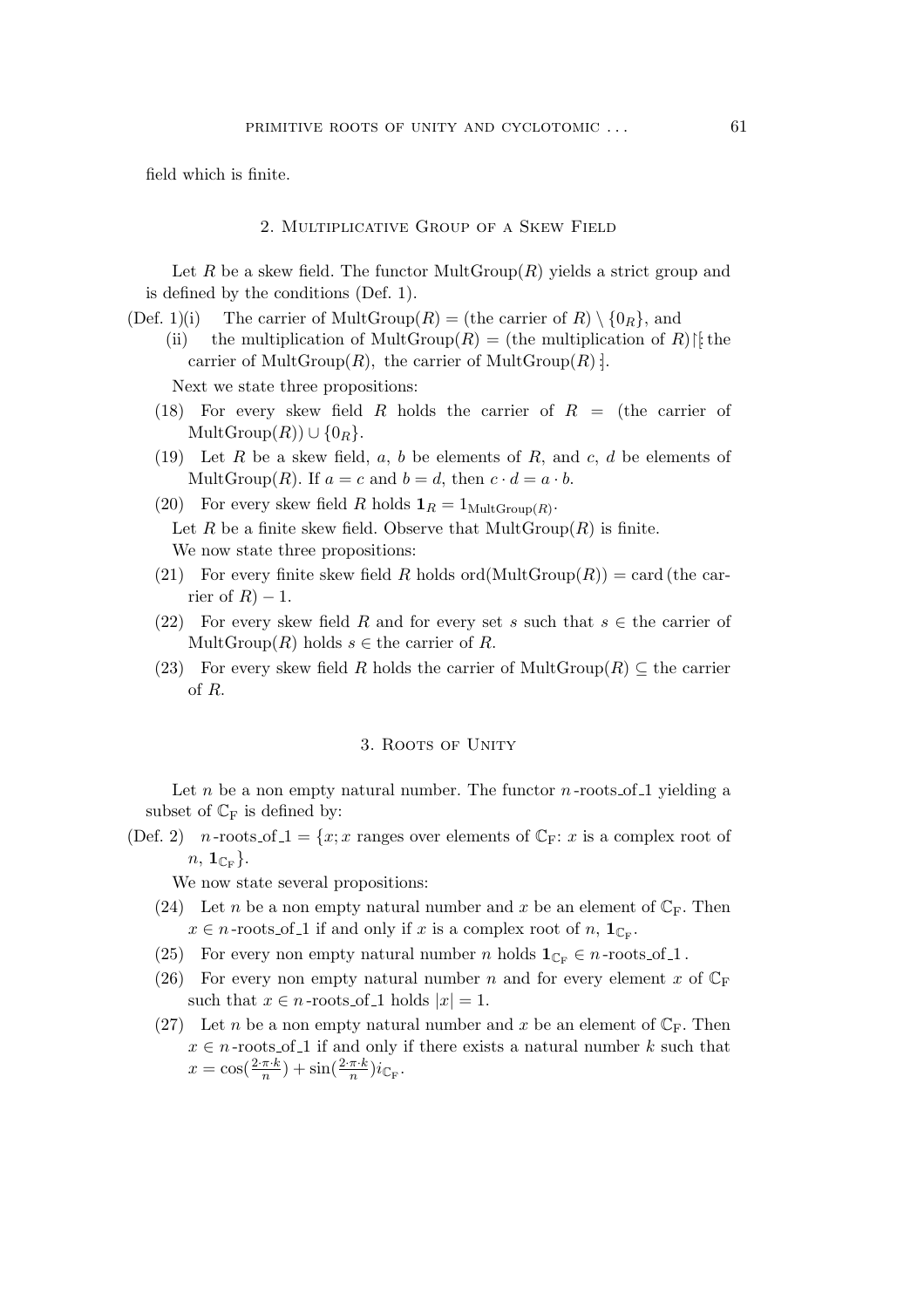field which is finite.

## 2. Multiplicative Group of a Skew Field

Let $R$ be a skew field. The functor MultGroup$(R)$ yields a strict group and is defined by the conditions (Def. 1).

(Def. 1)(i) The carrier of MultGroup$(R)$ = (the carrier of $R$) $\setminus \{0_R\}$, and

(ii) the multiplication of MultGroup$(R)$ = (the multiplication of $R$)$\upharpoonright$[: the carrier of MultGroup$(R)$, the carrier of MultGroup$(R)$ :].

Next we state three propositions:

(18) For every skew field $R$ holds the carrier of $R$ = (the carrier of MultGroup$(R)$) $\cup \{0_R\}$.

(19) Let $R$ be a skew field, $a$, $b$ be elements of $R$, and $c$, $d$ be elements of MultGroup$(R)$. If $a = c$ and $b = d$, then $c \cdot d = a \cdot b$.

(20) For every skew field $R$ holds $\mathbf{1}_R = 1_{\mathrm{MultGroup}(R)}$.

Let $R$ be a finite skew field. Observe that MultGroup$(R)$ is finite.

We now state three propositions:

(21) For every finite skew field $R$ holds ord(MultGroup$(R)$) = card (the carrier of $R$) $- 1$.

(22) For every skew field $R$ and for every set $s$ such that $s \in$ the carrier of MultGroup$(R)$ holds $s \in$ the carrier of $R$.

(23) For every skew field $R$ holds the carrier of MultGroup$(R) \subseteq$ the carrier of $R$.

## 3. Roots of Unity

Let $n$ be a non empty natural number. The functor $n$-roots_of_1 yielding a subset of $\mathbb{C}_{\mathrm{F}}$ is defined by:

(Def. 2) $n$-roots_of_1 = $\{x; x$ ranges over elements of $\mathbb{C}_{\mathrm{F}}$: $x$ is a complex root of $n$, $\mathbf{1}_{\mathbb{C}_{\mathrm{F}}}\}$.

We now state several propositions:

(24) Let $n$ be a non empty natural number and $x$ be an element of $\mathbb{C}_{\mathrm{F}}$. Then $x \in n$-roots_of_1 if and only if $x$ is a complex root of $n$, $\mathbf{1}_{\mathbb{C}_{\mathrm{F}}}$.

(25) For every non empty natural number $n$ holds $\mathbf{1}_{\mathbb{C}_{\mathrm{F}}} \in n$-roots_of_1.

(26) For every non empty natural number $n$ and for every element $x$ of $\mathbb{C}_{\mathrm{F}}$ such that $x \in n$-roots_of_1 holds $|x| = 1$.

(27) Let $n$ be a non empty natural number and $x$ be an element of $\mathbb{C}_{\mathrm{F}}$. Then $x \in n$-roots_of_1 if and only if there exists a natural number $k$ such that $x = \cos(\frac{2 \cdot \pi \cdot k}{n}) + \sin(\frac{2 \cdot \pi \cdot k}{n}) i_{\mathbb{C}_{\mathrm{F}}}$.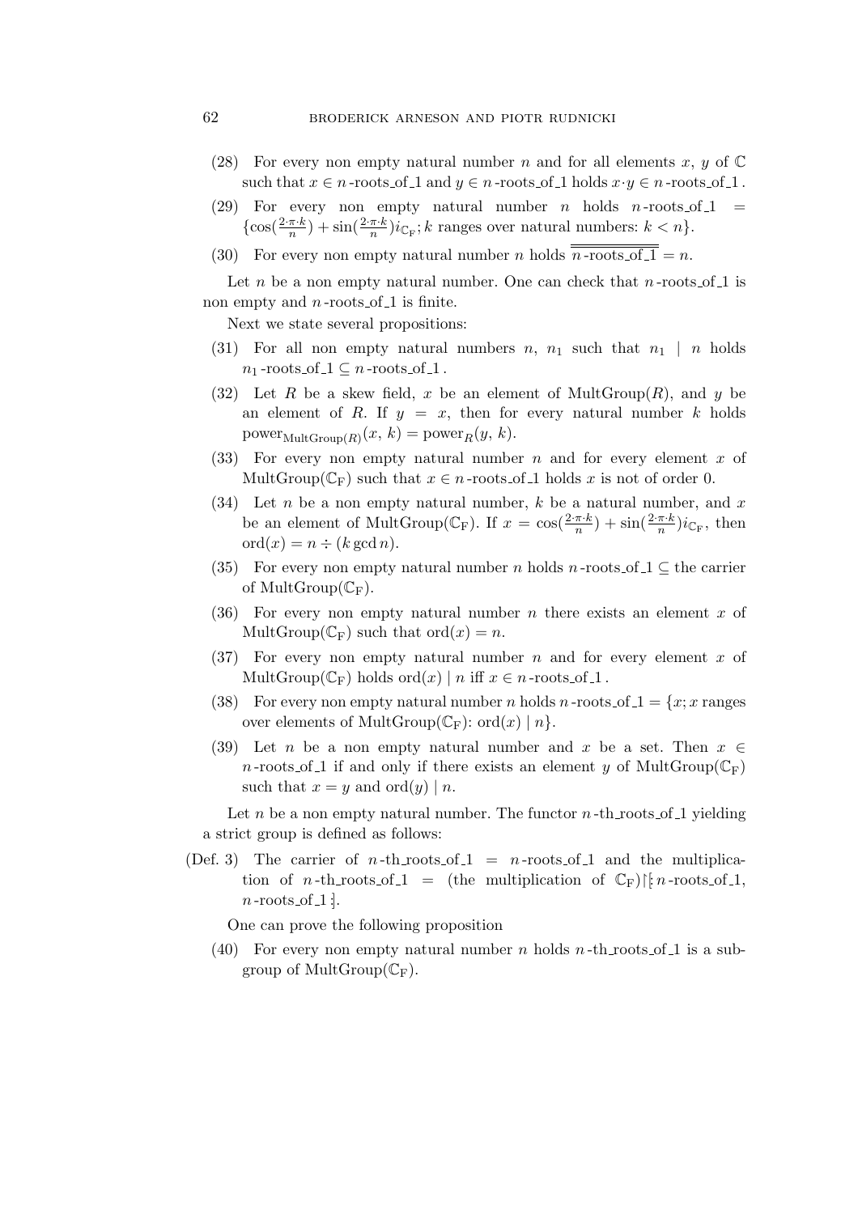(28) For every non empty natural number $n$ and for all elements $x$, $y$ of $\mathbb{C}$ such that $x \in n$-roots_of_1 and $y \in n$-roots_of_1 holds $x \cdot y \in n$-roots_of_1.

(29) For every non empty natural number $n$ holds $n$-roots_of_1 $= \{\cos(\frac{2 \cdot \pi \cdot k}{n}) + \sin(\frac{2 \cdot \pi \cdot k}{n}) i_{\mathbb{C}_{\mathrm{F}}}; k$ ranges over natural numbers: $k < n\}$.

(30) For every non empty natural number $n$ holds $\overline{\overline{n\text{-roots\_of\_1}}} = n$.

Let $n$ be a non empty natural number. One can check that $n$-roots_of_1 is non empty and $n$-roots_of_1 is finite.

Next we state several propositions:

(31) For all non empty natural numbers $n$, $n_1$ such that $n_1 \mid n$ holds $n_1$-roots_of_1 $\subseteq n$-roots_of_1.

(32) Let $R$ be a skew field, $x$ be an element of MultGroup($R$), and $y$ be an element of $R$. If $y = x$, then for every natural number $k$ holds $\mathrm{power}_{\mathrm{MultGroup}(R)}(x, k) = \mathrm{power}_R(y, k)$.

(33) For every non empty natural number $n$ and for every element $x$ of MultGroup($\mathbb{C}_{\mathrm{F}}$) such that $x \in n$-roots_of_1 holds $x$ is not of order 0.

(34) Let $n$ be a non empty natural number, $k$ be a natural number, and $x$ be an element of MultGroup($\mathbb{C}_{\mathrm{F}}$). If $x = \cos(\frac{2 \cdot \pi \cdot k}{n}) + \sin(\frac{2 \cdot \pi \cdot k}{n}) i_{\mathbb{C}_{\mathrm{F}}}$, then $\mathrm{ord}(x) = n \div (k \gcd n)$.

(35) For every non empty natural number $n$ holds $n$-roots_of_1 $\subseteq$ the carrier of MultGroup($\mathbb{C}_{\mathrm{F}}$).

(36) For every non empty natural number $n$ there exists an element $x$ of MultGroup($\mathbb{C}_{\mathrm{F}}$) such that $\mathrm{ord}(x) = n$.

(37) For every non empty natural number $n$ and for every element $x$ of MultGroup($\mathbb{C}_{\mathrm{F}}$) holds $\mathrm{ord}(x) \mid n$ iff $x \in n$-roots_of_1.

(38) For every non empty natural number $n$ holds $n$-roots_of_1 $= \{x; x$ ranges over elements of MultGroup($\mathbb{C}_{\mathrm{F}}$): $\mathrm{ord}(x) \mid n\}$.

(39) Let $n$ be a non empty natural number and $x$ be a set. Then $x \in n$-roots_of_1 if and only if there exists an element $y$ of MultGroup($\mathbb{C}_{\mathrm{F}}$) such that $x = y$ and $\mathrm{ord}(y) \mid n$.

Let $n$ be a non empty natural number. The functor $n$-th_roots_of_1 yielding a strict group is defined as follows:

(Def. 3) The carrier of $n$-th_roots_of_1 $= n$-roots_of_1 and the multiplication of $n$-th_roots_of_1 $=$ (the multiplication of $\mathbb{C}_{\mathrm{F}}$)$\restriction [: n$-roots_of_1, $n$-roots_of_1 $:]$.

One can prove the following proposition

(40) For every non empty natural number $n$ holds $n$-th_roots_of_1 is a subgroup of MultGroup($\mathbb{C}_{\mathrm{F}}$).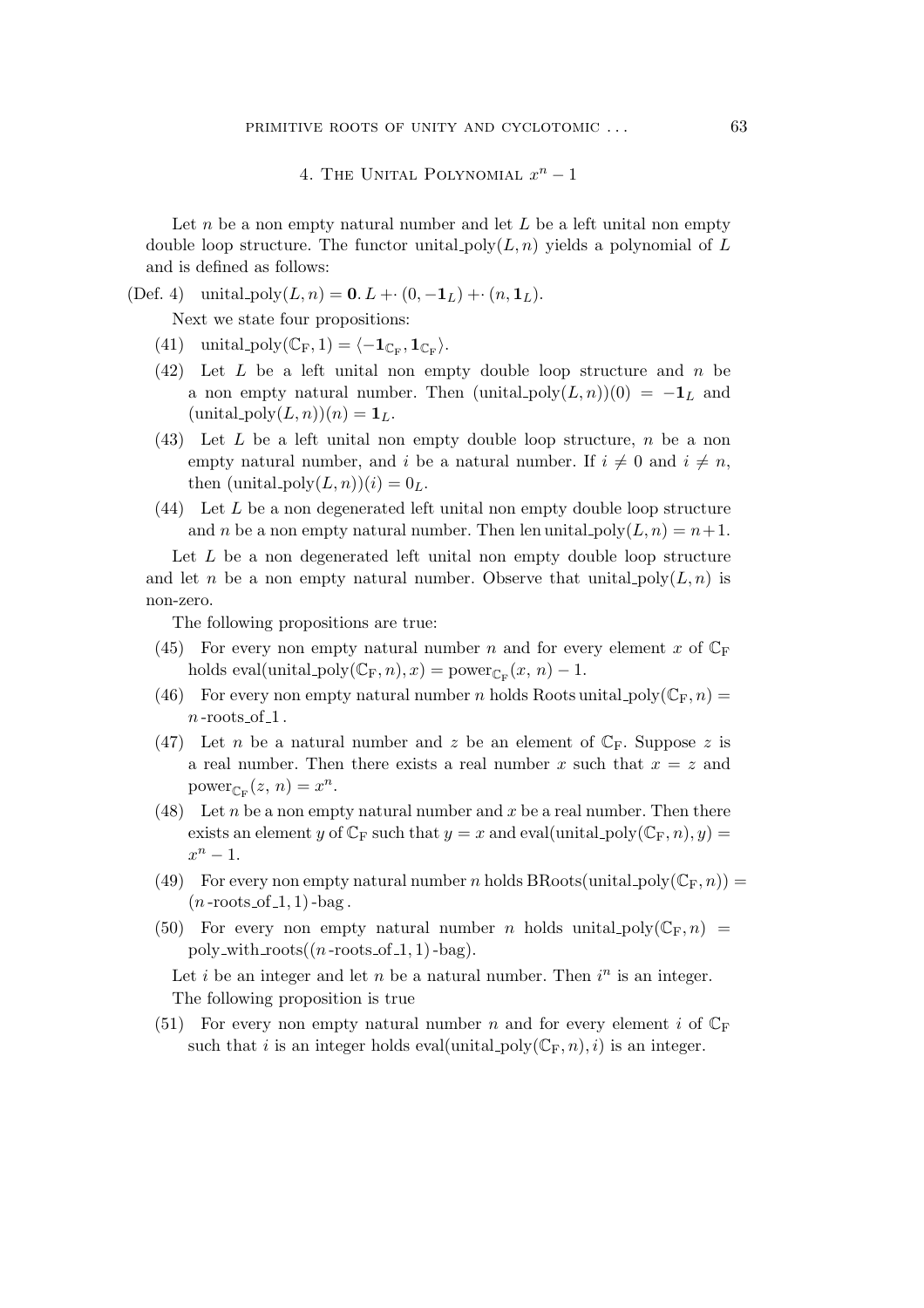## 4. The Unital Polynomial $x^n - 1$

Let $n$ be a non empty natural number and let $L$ be a left unital non empty double loop structure. The functor unital_poly$(L, n)$ yields a polynomial of $L$ and is defined as follows:

(Def. 4) $\quad$ unital_poly$(L, n) = \mathbf{0}.\, L +\cdot (0, -\mathbf{1}_L) +\cdot (n, \mathbf{1}_L)$.

Next we state four propositions:

(41) $\quad$ unital_poly$(\mathbb{C}_{\rm F}, 1) = \langle -\mathbf{1}_{\mathbb{C}_{\rm F}}, \mathbf{1}_{\mathbb{C}_{\rm F}} \rangle$.

(42) $\quad$ Let $L$ be a left unital non empty double loop structure and $n$ be a non empty natural number. Then (unital_poly$(L, n))(0) = -\mathbf{1}_L$ and (unital_poly$(L, n))(n) = \mathbf{1}_L$.

(43) $\quad$ Let $L$ be a left unital non empty double loop structure, $n$ be a non empty natural number, and $i$ be a natural number. If $i \neq 0$ and $i \neq n$, then (unital_poly$(L, n))(i) = 0_L$.

(44) $\quad$ Let $L$ be a non degenerated left unital non empty double loop structure and $n$ be a non empty natural number. Then len unital_poly$(L, n) = n + 1$.

Let $L$ be a non degenerated left unital non empty double loop structure and let $n$ be a non empty natural number. Observe that unital_poly$(L, n)$ is non-zero.

The following propositions are true:

(45) $\quad$ For every non empty natural number $n$ and for every element $x$ of $\mathbb{C}_{\rm F}$ holds eval(unital_poly$(\mathbb{C}_{\rm F}, n), x) = {\rm power}_{\mathbb{C}_{\rm F}}(x, n) - 1$.

(46) $\quad$ For every non empty natural number $n$ holds Roots unital_poly$(\mathbb{C}_{\rm F}, n) =$ $n$-roots_of_1.

(47) $\quad$ Let $n$ be a natural number and $z$ be an element of $\mathbb{C}_{\rm F}$. Suppose $z$ is a real number. Then there exists a real number $x$ such that $x = z$ and ${\rm power}_{\mathbb{C}_{\rm F}}(z, n) = x^n$.

(48) $\quad$ Let $n$ be a non empty natural number and $x$ be a real number. Then there exists an element $y$ of $\mathbb{C}_{\rm F}$ such that $y = x$ and eval(unital_poly$(\mathbb{C}_{\rm F}, n), y) = x^n - 1$.

(49) $\quad$ For every non empty natural number $n$ holds BRoots(unital_poly$(\mathbb{C}_{\rm F}, n)) =$ ($n$-roots_of_1, 1)-bag.

(50) $\quad$ For every non empty natural number $n$ holds unital_poly$(\mathbb{C}_{\rm F}, n) =$ poly_with_roots(($n$-roots_of_1, 1)-bag).

Let $i$ be an integer and let $n$ be a natural number. Then $i^n$ is an integer.

The following proposition is true

(51) $\quad$ For every non empty natural number $n$ and for every element $i$ of $\mathbb{C}_{\rm F}$ such that $i$ is an integer holds eval(unital_poly$(\mathbb{C}_{\rm F}, n), i)$ is an integer.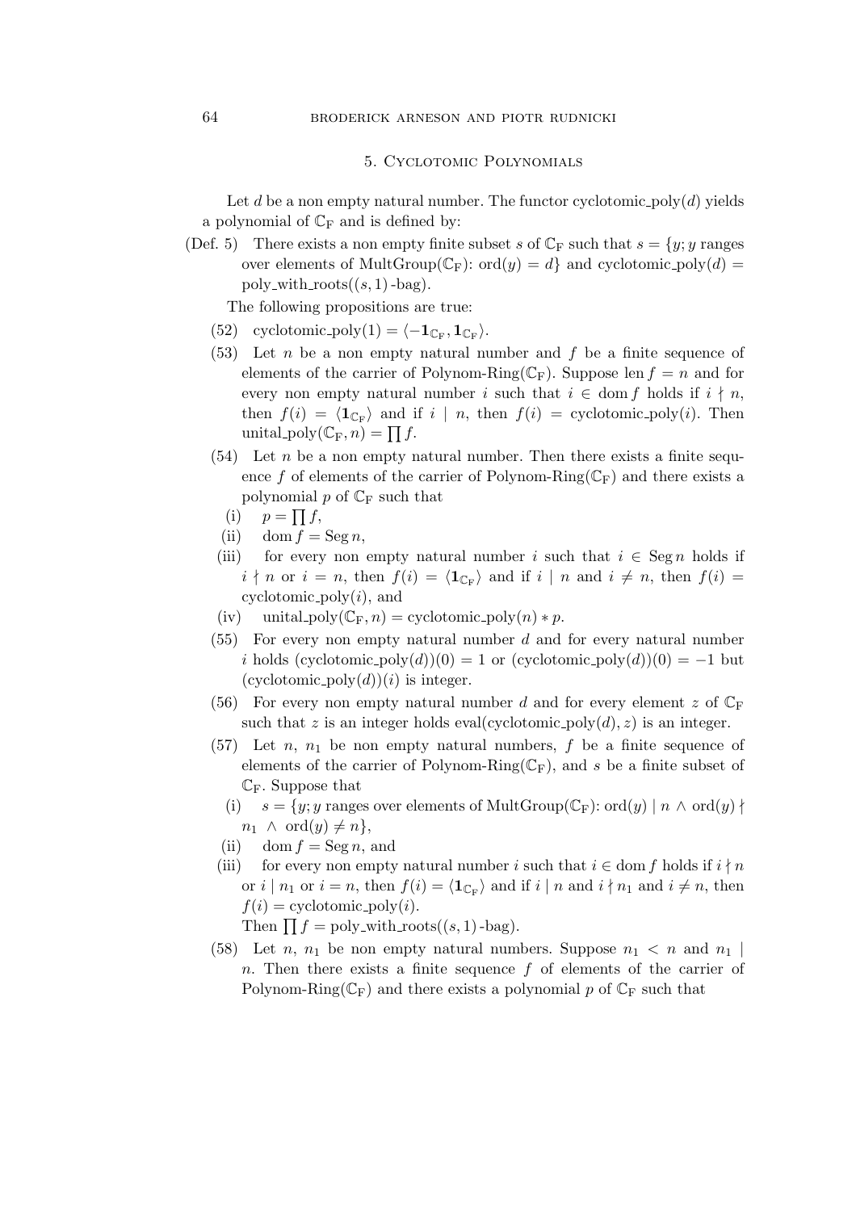## 5. Cyclotomic Polynomials

Let $d$ be a non empty natural number. The functor cyclotomic_poly$(d)$ yields a polynomial of $\mathbb{C}_{\rm F}$ and is defined by:

(Def. 5) There exists a non empty finite subset $s$ of $\mathbb{C}_{\rm F}$ such that $s = \{y; y$ ranges over elements of MultGroup$(\mathbb{C}_{\rm F})$: $\text{ord}(y) = d\}$ and cyclotomic_poly$(d) =$ poly_with_roots$((s, 1)$-bag$)$.

The following propositions are true:

(52) cyclotomic_poly$(1) = \langle -\mathbf{1}_{\mathbb{C}_{\rm F}}, \mathbf{1}_{\mathbb{C}_{\rm F}} \rangle$.

(53) Let $n$ be a non empty natural number and $f$ be a finite sequence of elements of the carrier of Polynom-Ring$(\mathbb{C}_{\rm F})$. Suppose $\text{len}\, f = n$ and for every non empty natural number $i$ such that $i \in \text{dom}\, f$ holds if $i \nmid n$, then $f(i) = \langle \mathbf{1}_{\mathbb{C}_{\rm F}} \rangle$ and if $i \mid n$, then $f(i) =$ cyclotomic_poly$(i)$. Then unital_poly$(\mathbb{C}_{\rm F}, n) = \prod f$.

(54) Let $n$ be a non empty natural number. Then there exists a finite sequence $f$ of elements of the carrier of Polynom-Ring$(\mathbb{C}_{\rm F})$ and there exists a polynomial $p$ of $\mathbb{C}_{\rm F}$ such that

 (i) $p = \prod f$,

 (ii) $\text{dom}\, f = \text{Seg}\, n$,

 (iii) for every non empty natural number $i$ such that $i \in \text{Seg}\, n$ holds if $i \nmid n$ or $i = n$, then $f(i) = \langle \mathbf{1}_{\mathbb{C}_{\rm F}} \rangle$ and if $i \mid n$ and $i \neq n$, then $f(i) =$ cyclotomic_poly$(i)$, and

 (iv) unital_poly$(\mathbb{C}_{\rm F}, n) =$ cyclotomic_poly$(n) * p$.

(55) For every non empty natural number $d$ and for every natural number $i$ holds (cyclotomic_poly$(d))(0) = 1$ or (cyclotomic_poly$(d))(0) = -1$ but (cyclotomic_poly$(d))(i)$ is integer.

(56) For every non empty natural number $d$ and for every element $z$ of $\mathbb{C}_{\rm F}$ such that $z$ is an integer holds eval(cyclotomic_poly$(d), z)$ is an integer.

(57) Let $n$, $n_1$ be non empty natural numbers, $f$ be a finite sequence of elements of the carrier of Polynom-Ring$(\mathbb{C}_{\rm F})$, and $s$ be a finite subset of $\mathbb{C}_{\rm F}$. Suppose that

 (i) $s = \{y; y$ ranges over elements of MultGroup$(\mathbb{C}_{\rm F})$: $\text{ord}(y) \mid n \wedge \text{ord}(y) \nmid n_1 \wedge \text{ord}(y) \neq n\}$,

 (ii) $\text{dom}\, f = \text{Seg}\, n$, and

 (iii) for every non empty natural number $i$ such that $i \in \text{dom}\, f$ holds if $i \nmid n$ or $i \mid n_1$ or $i = n$, then $f(i) = \langle \mathbf{1}_{\mathbb{C}_{\rm F}} \rangle$ and if $i \mid n$ and $i \nmid n_1$ and $i \neq n$, then $f(i) =$ cyclotomic_poly$(i)$.

 Then $\prod f =$ poly_with_roots$((s, 1)$-bag$)$.

(58) Let $n$, $n_1$ be non empty natural numbers. Suppose $n_1 < n$ and $n_1 \mid n$. Then there exists a finite sequence $f$ of elements of the carrier of Polynom-Ring$(\mathbb{C}_{\rm F})$ and there exists a polynomial $p$ of $\mathbb{C}_{\rm F}$ such that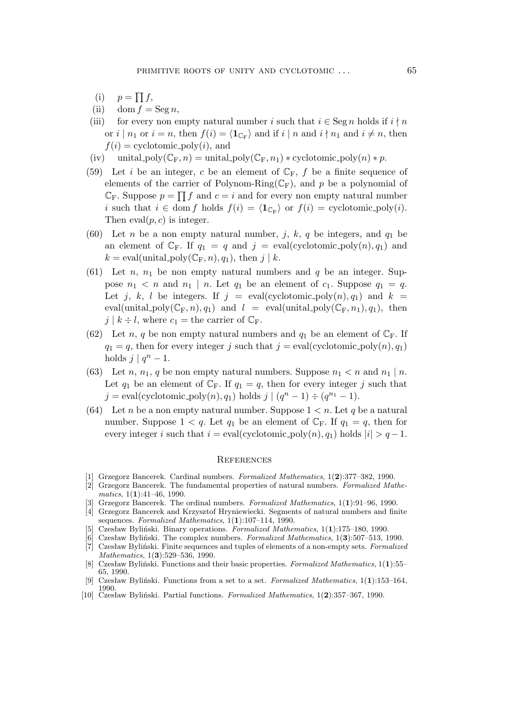(i) $p = \prod f$,

(ii) $\operatorname{dom} f = \operatorname{Seg} n$,

(iii) for every non empty natural number $i$ such that $i \in \operatorname{Seg} n$ holds if $i \nmid n$ or $i \mid n_1$ or $i = n$, then $f(i) = \langle \mathbf{1}_{\mathbb{C}_{\rm F}} \rangle$ and if $i \mid n$ and $i \nmid n_1$ and $i \neq n$, then $f(i) = \text{cyclotomic\_poly}(i)$, and

(iv) $\text{unital\_poly}(\mathbb{C}_{\rm F}, n) = \text{unital\_poly}(\mathbb{C}_{\rm F}, n_1) * \text{cyclotomic\_poly}(n) * p$.

(59) Let $i$ be an integer, $c$ be an element of $\mathbb{C}_{\rm F}$, $f$ be a finite sequence of elements of the carrier of Polynom-Ring($\mathbb{C}_{\rm F}$), and $p$ be a polynomial of $\mathbb{C}_{\rm F}$. Suppose $p = \prod f$ and $c = i$ and for every non empty natural number $i$ such that $i \in \operatorname{dom} f$ holds $f(i) = \langle \mathbf{1}_{\mathbb{C}_{\rm F}} \rangle$ or $f(i) = \text{cyclotomic\_poly}(i)$. Then $\text{eval}(p, c)$ is integer.

(60) Let $n$ be a non empty natural number, $j$, $k$, $q$ be integers, and $q_1$ be an element of $\mathbb{C}_{\rm F}$. If $q_1 = q$ and $j = \text{eval}(\text{cyclotomic\_poly}(n), q_1)$ and $k = \text{eval}(\text{unital\_poly}(\mathbb{C}_{\rm F}, n), q_1)$, then $j \mid k$.

(61) Let $n$, $n_1$ be non empty natural numbers and $q$ be an integer. Suppose $n_1 < n$ and $n_1 \mid n$. Let $q_1$ be an element of $c_1$. Suppose $q_1 = q$. Let $j$, $k$, $l$ be integers. If $j = \text{eval}(\text{cyclotomic\_poly}(n), q_1)$ and $k = \text{eval}(\text{unital\_poly}(\mathbb{C}_{\rm F}, n), q_1)$ and $l = \text{eval}(\text{unital\_poly}(\mathbb{C}_{\rm F}, n_1), q_1)$, then $j \mid k \div l$, where $c_1 =$ the carrier of $\mathbb{C}_{\rm F}$.

(62) Let $n$, $q$ be non empty natural numbers and $q_1$ be an element of $\mathbb{C}_{\rm F}$. If $q_1 = q$, then for every integer $j$ such that $j = \text{eval}(\text{cyclotomic\_poly}(n), q_1)$ holds $j \mid q^n - 1$.

(63) Let $n$, $n_1$, $q$ be non empty natural numbers. Suppose $n_1 < n$ and $n_1 \mid n$. Let $q_1$ be an element of $\mathbb{C}_{\rm F}$. If $q_1 = q$, then for every integer $j$ such that $j = \text{eval}(\text{cyclotomic\_poly}(n), q_1)$ holds $j \mid (q^n - 1) \div (q^{n_1} - 1)$.

(64) Let $n$ be a non empty natural number. Suppose $1 < n$. Let $q$ be a natural number. Suppose $1 < q$. Let $q_1$ be an element of $\mathbb{C}_{\rm F}$. If $q_1 = q$, then for every integer $i$ such that $i = \text{eval}(\text{cyclotomic\_poly}(n), q_1)$ holds $|i| > q - 1$.

## References

[1] Grzegorz Bancerek. Cardinal numbers. *Formalized Mathematics*, 1(**2**):377–382, 1990.

[2] Grzegorz Bancerek. The fundamental properties of natural numbers. *Formalized Mathematics*, 1(**1**):41–46, 1990.

[3] Grzegorz Bancerek. The ordinal numbers. *Formalized Mathematics*, 1(**1**):91–96, 1990.

[4] Grzegorz Bancerek and Krzysztof Hryniewiecki. Segments of natural numbers and finite sequences. *Formalized Mathematics*, 1(**1**):107–114, 1990.

[5] Czesław Byliński. Binary operations. *Formalized Mathematics*, 1(**1**):175–180, 1990.

[6] Czesław Byliński. The complex numbers. *Formalized Mathematics*, 1(**3**):507–513, 1990.

[7] Czesław Byliński. Finite sequences and tuples of elements of a non-empty sets. *Formalized Mathematics*, 1(**3**):529–536, 1990.

[8] Czesław Byliński. Functions and their basic properties. *Formalized Mathematics*, 1(**1**):55–65, 1990.

[9] Czesław Byliński. Functions from a set to a set. *Formalized Mathematics*, 1(**1**):153–164, 1990.

[10] Czesław Byliński. Partial functions. *Formalized Mathematics*, 1(**2**):357–367, 1990.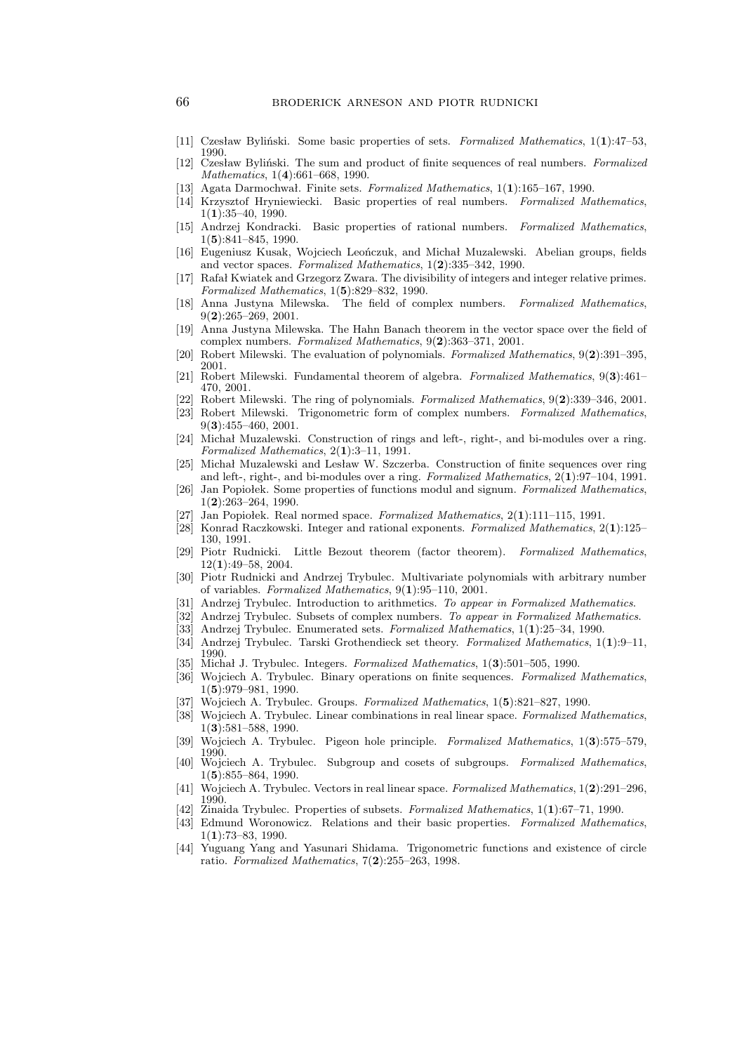[11] Czesław Byliński. Some basic properties of sets. *Formalized Mathematics*, 1(**1**):47–53, 1990.

[12] Czesław Byliński. The sum and product of finite sequences of real numbers. *Formalized Mathematics*, 1(**4**):661–668, 1990.

[13] Agata Darmochwał. Finite sets. *Formalized Mathematics*, 1(**1**):165–167, 1990.

[14] Krzysztof Hryniewiecki. Basic properties of real numbers. *Formalized Mathematics*, 1(**1**):35–40, 1990.

[15] Andrzej Kondracki. Basic properties of rational numbers. *Formalized Mathematics*, 1(**5**):841–845, 1990.

[16] Eugeniusz Kusak, Wojciech Leończuk, and Michał Muzalewski. Abelian groups, fields and vector spaces. *Formalized Mathematics*, 1(**2**):335–342, 1990.

[17] Rafał Kwiatek and Grzegorz Zwara. The divisibility of integers and integer relative primes. *Formalized Mathematics*, 1(**5**):829–832, 1990.

[18] Anna Justyna Milewska. The field of complex numbers. *Formalized Mathematics*, 9(**2**):265–269, 2001.

[19] Anna Justyna Milewska. The Hahn Banach theorem in the vector space over the field of complex numbers. *Formalized Mathematics*, 9(**2**):363–371, 2001.

[20] Robert Milewski. The evaluation of polynomials. *Formalized Mathematics*, 9(**2**):391–395, 2001.

[21] Robert Milewski. Fundamental theorem of algebra. *Formalized Mathematics*, 9(**3**):461–470, 2001.

[22] Robert Milewski. The ring of polynomials. *Formalized Mathematics*, 9(**2**):339–346, 2001.

[23] Robert Milewski. Trigonometric form of complex numbers. *Formalized Mathematics*, 9(**3**):455–460, 2001.

[24] Michał Muzalewski. Construction of rings and left-, right-, and bi-modules over a ring. *Formalized Mathematics*, 2(**1**):3–11, 1991.

[25] Michał Muzalewski and Lesław W. Szczerba. Construction of finite sequences over ring and left-, right-, and bi-modules over a ring. *Formalized Mathematics*, 2(**1**):97–104, 1991.

[26] Jan Popiołek. Some properties of functions modul and signum. *Formalized Mathematics*, 1(**2**):263–264, 1990.

[27] Jan Popiołek. Real normed space. *Formalized Mathematics*, 2(**1**):111–115, 1991.

[28] Konrad Raczkowski. Integer and rational exponents. *Formalized Mathematics*, 2(**1**):125–130, 1991.

[29] Piotr Rudnicki. Little Bezout theorem (factor theorem). *Formalized Mathematics*, 12(**1**):49–58, 2004.

[30] Piotr Rudnicki and Andrzej Trybulec. Multivariate polynomials with arbitrary number of variables. *Formalized Mathematics*, 9(**1**):95–110, 2001.

[31] Andrzej Trybulec. Introduction to arithmetics. *To appear in Formalized Mathematics*.

[32] Andrzej Trybulec. Subsets of complex numbers. *To appear in Formalized Mathematics*.

[33] Andrzej Trybulec. Enumerated sets. *Formalized Mathematics*, 1(**1**):25–34, 1990.

[34] Andrzej Trybulec. Tarski Grothendieck set theory. *Formalized Mathematics*, 1(**1**):9–11, 1990.

[35] Michał J. Trybulec. Integers. *Formalized Mathematics*, 1(**3**):501–505, 1990.

[36] Wojciech A. Trybulec. Binary operations on finite sequences. *Formalized Mathematics*, 1(**5**):979–981, 1990.

[37] Wojciech A. Trybulec. Groups. *Formalized Mathematics*, 1(**5**):821–827, 1990.

[38] Wojciech A. Trybulec. Linear combinations in real linear space. *Formalized Mathematics*, 1(**3**):581–588, 1990.

[39] Wojciech A. Trybulec. Pigeon hole principle. *Formalized Mathematics*, 1(**3**):575–579, 1990.

[40] Wojciech A. Trybulec. Subgroup and cosets of subgroups. *Formalized Mathematics*, 1(**5**):855–864, 1990.

[41] Wojciech A. Trybulec. Vectors in real linear space. *Formalized Mathematics*, 1(**2**):291–296, 1990.

[42] Zinaida Trybulec. Properties of subsets. *Formalized Mathematics*, 1(**1**):67–71, 1990.

[43] Edmund Woronowicz. Relations and their basic properties. *Formalized Mathematics*, 1(**1**):73–83, 1990.

[44] Yuguang Yang and Yasunari Shidama. Trigonometric functions and existence of circle ratio. *Formalized Mathematics*, 7(**2**):255–263, 1998.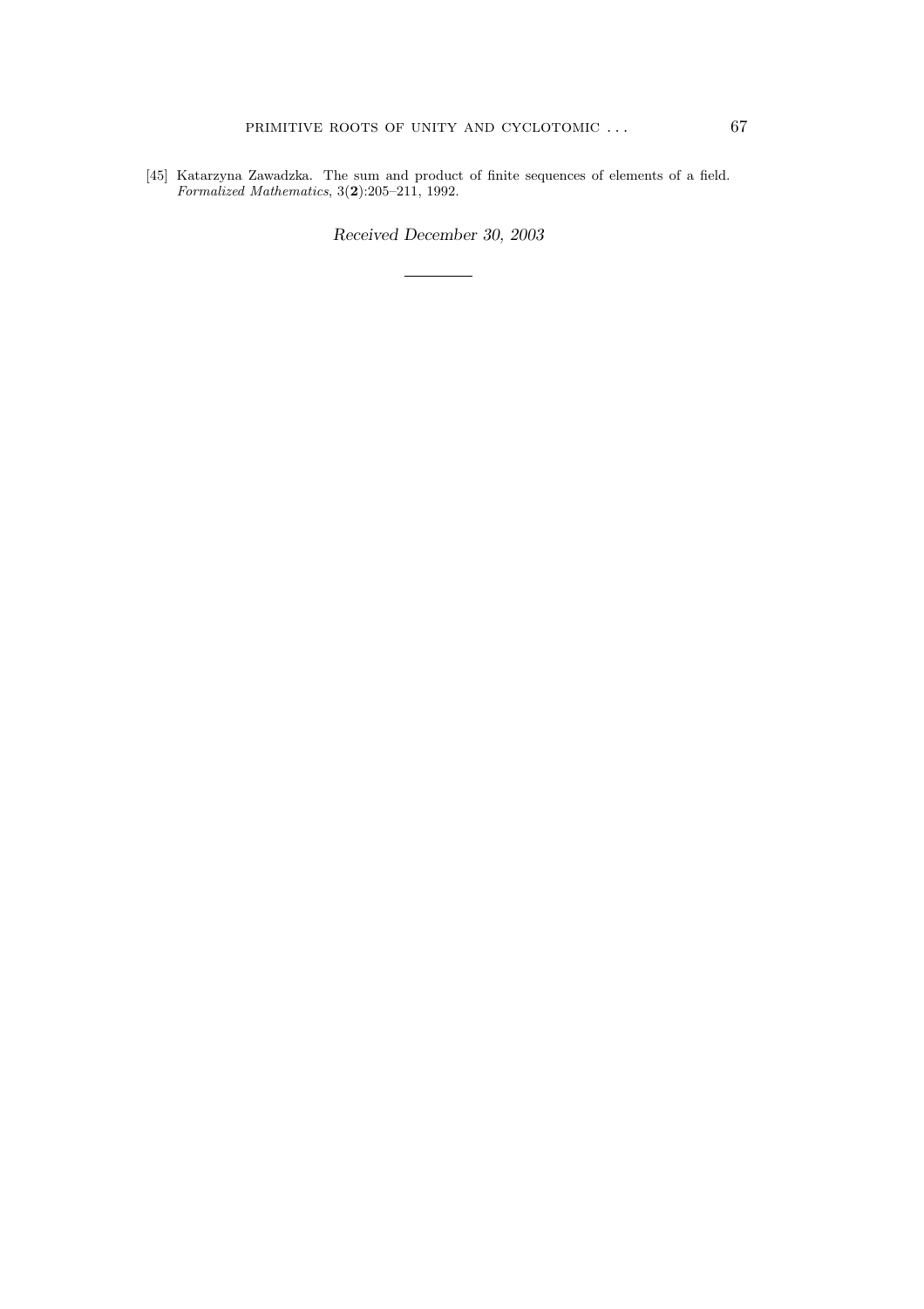[45] Katarzyna Zawadzka. The sum and product of finite sequences of elements of a field. *Formalized Mathematics*, 3(**2**):205–211, 1992.

*Received December 30, 2003*